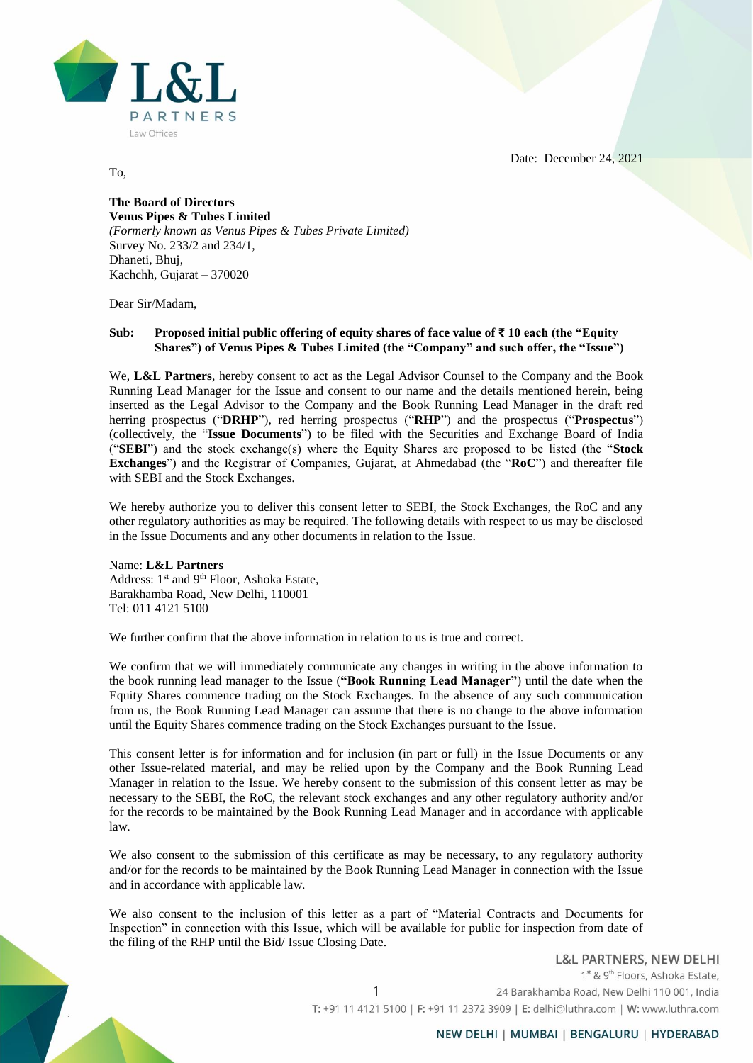L&L PARTNERS
Law Offices

Date: December 24, 2021

To,

**The Board of Directors**
**Venus Pipes & Tubes Limited**
*(Formerly known as Venus Pipes & Tubes Private Limited)*
Survey No. 233/2 and 234/1,
Dhaneti, Bhuj,
Kachchh, Gujarat – 370020

Dear Sir/Madam,

**Sub: Proposed initial public offering of equity shares of face value of ₹ 10 each (the "Equity Shares") of Venus Pipes & Tubes Limited (the "Company" and such offer, the "Issue")**

We, **L&L Partners**, hereby consent to act as the Legal Advisor Counsel to the Company and the Book Running Lead Manager for the Issue and consent to our name and the details mentioned herein, being inserted as the Legal Advisor to the Company and the Book Running Lead Manager in the draft red herring prospectus ("**DRHP**"), red herring prospectus ("**RHP**") and the prospectus ("**Prospectus**") (collectively, the "**Issue Documents**") to be filed with the Securities and Exchange Board of India ("**SEBI**") and the stock exchange(s) where the Equity Shares are proposed to be listed (the "**Stock Exchanges**") and the Registrar of Companies, Gujarat, at Ahmedabad (the "**RoC**") and thereafter file with SEBI and the Stock Exchanges.

We hereby authorize you to deliver this consent letter to SEBI, the Stock Exchanges, the RoC and any other regulatory authorities as may be required. The following details with respect to us may be disclosed in the Issue Documents and any other documents in relation to the Issue.

Name: **L&L Partners**
Address: 1st and 9th Floor, Ashoka Estate,
Barakhamba Road, New Delhi, 110001
Tel: 011 4121 5100

We further confirm that the above information in relation to us is true and correct.

We confirm that we will immediately communicate any changes in writing in the above information to the book running lead manager to the Issue (**"Book Running Lead Manager"**) until the date when the Equity Shares commence trading on the Stock Exchanges. In the absence of any such communication from us, the Book Running Lead Manager can assume that there is no change to the above information until the Equity Shares commence trading on the Stock Exchanges pursuant to the Issue.

This consent letter is for information and for inclusion (in part or full) in the Issue Documents or any other Issue-related material, and may be relied upon by the Company and the Book Running Lead Manager in relation to the Issue. We hereby consent to the submission of this consent letter as may be necessary to the SEBI, the RoC, the relevant stock exchanges and any other regulatory authority and/or for the records to be maintained by the Book Running Lead Manager and in accordance with applicable law.

We also consent to the submission of this certificate as may be necessary, to any regulatory authority and/or for the records to be maintained by the Book Running Lead Manager in connection with the Issue and in accordance with applicable law.

We also consent to the inclusion of this letter as a part of "Material Contracts and Documents for Inspection" in connection with this Issue, which will be available for public for inspection from date of the filing of the RHP until the Bid/ Issue Closing Date.

L&L PARTNERS, NEW DELHI
1st & 9th Floors, Ashoka Estate,
24 Barakhamba Road, New Delhi 110 001, India
T: +91 11 4121 5100 | F: +91 11 2372 3909 | E: delhi@luthra.com | W: www.luthra.com

NEW DELHI | MUMBAI | BENGALURU | HYDERABAD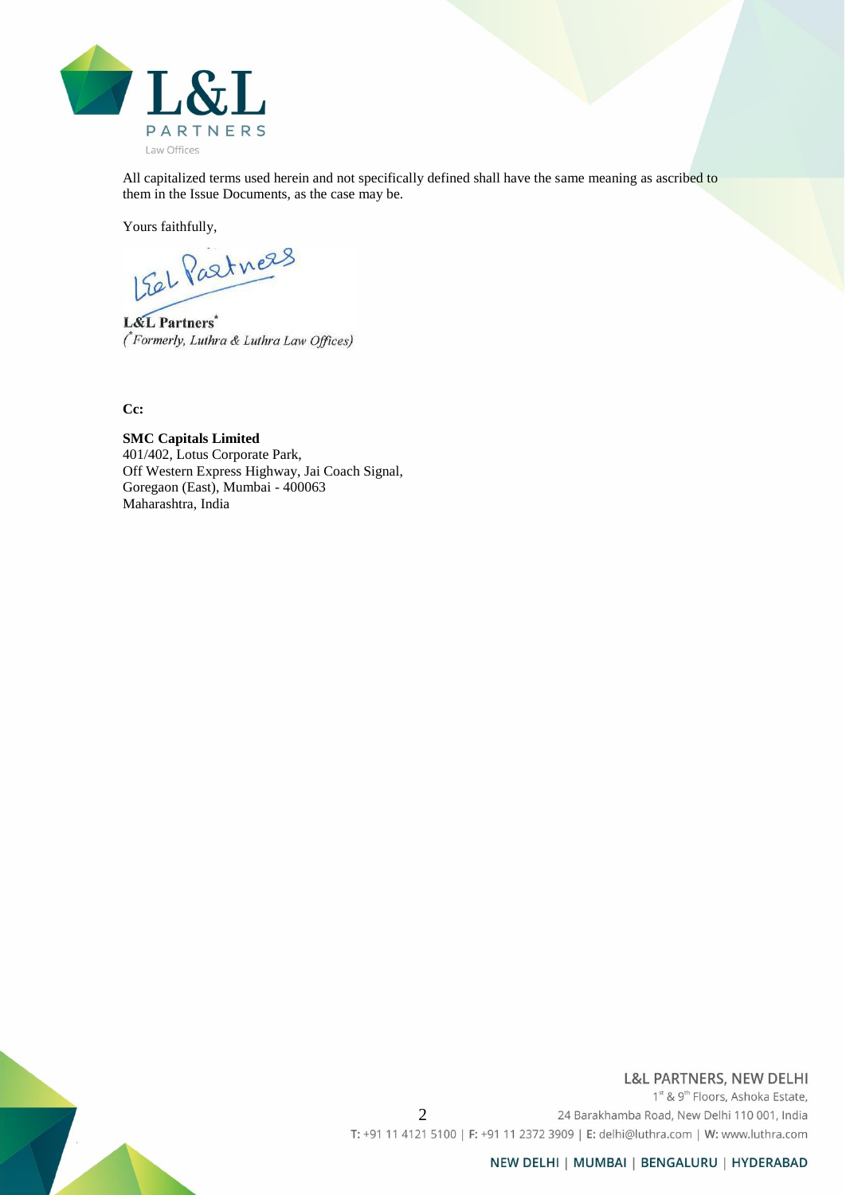All capitalized terms used herein and not specifically defined shall have the same meaning as ascribed to them in the Issue Documents, as the case may be.

Yours faithfully,

**L&L Partners***
(*Formerly, Luthra & Luthra Law Offices*)

**Cc:**

**SMC Capitals Limited**
401/402, Lotus Corporate Park,
Off Western Express Highway, Jai Coach Signal,
Goregaon (East), Mumbai - 400063
Maharashtra, India